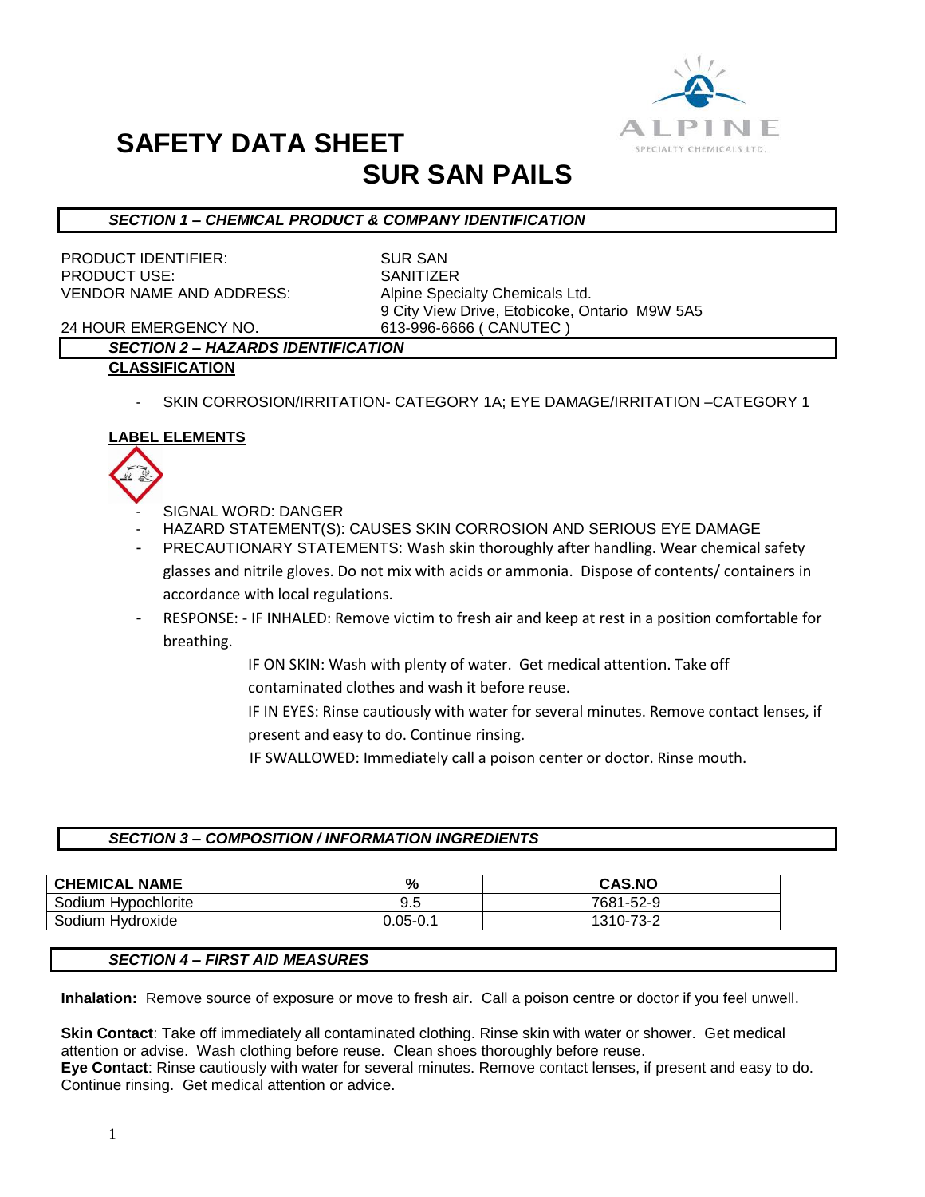# SAFETY DATA SHEET

# SUR SAN PAILS

## *SECTION 1 – CHEMICAL PRODUCT & COMPANY IDENTIFICATION*

PRODUCT IDENTIFIER: SUR SAN
PRODUCT USE: SANITIZER
VENDOR NAME AND ADDRESS: Alpine Specialty Chemicals Ltd.
9 City View Drive, Etobicoke, Ontario M9W 5A5
24 HOUR EMERGENCY NO. 613-996-6666 ( CANUTEC )

## *SECTION 2 – HAZARDS IDENTIFICATION*

**CLASSIFICATION**

- SKIN CORROSION/IRRITATION- CATEGORY 1A; EYE DAMAGE/IRRITATION –CATEGORY 1

**LABEL ELEMENTS**

- SIGNAL WORD: DANGER
- HAZARD STATEMENT(S): CAUSES SKIN CORROSION AND SERIOUS EYE DAMAGE
- PRECAUTIONARY STATEMENTS: Wash skin thoroughly after handling. Wear chemical safety glasses and nitrile gloves. Do not mix with acids or ammonia. Dispose of contents/ containers in accordance with local regulations.
- RESPONSE: - IF INHALED: Remove victim to fresh air and keep at rest in a position comfortable for breathing.

  IF ON SKIN: Wash with plenty of water. Get medical attention. Take off contaminated clothes and wash it before reuse.

  IF IN EYES: Rinse cautiously with water for several minutes. Remove contact lenses, if present and easy to do. Continue rinsing.

  IF SWALLOWED: Immediately call a poison center or doctor. Rinse mouth.

## *SECTION 3 – COMPOSITION / INFORMATION INGREDIENTS*

| CHEMICAL NAME | % | CAS.NO |
|---|---|---|
| Sodium Hypochlorite | 9.5 | 7681-52-9 |
| Sodium Hydroxide | 0.05-0.1 | 1310-73-2 |

## *SECTION 4 – FIRST AID MEASURES*

**Inhalation:** Remove source of exposure or move to fresh air. Call a poison centre or doctor if you feel unwell.

**Skin Contact**: Take off immediately all contaminated clothing. Rinse skin with water or shower. Get medical attention or advise. Wash clothing before reuse. Clean shoes thoroughly before reuse.
**Eye Contact**: Rinse cautiously with water for several minutes. Remove contact lenses, if present and easy to do. Continue rinsing. Get medical attention or advice.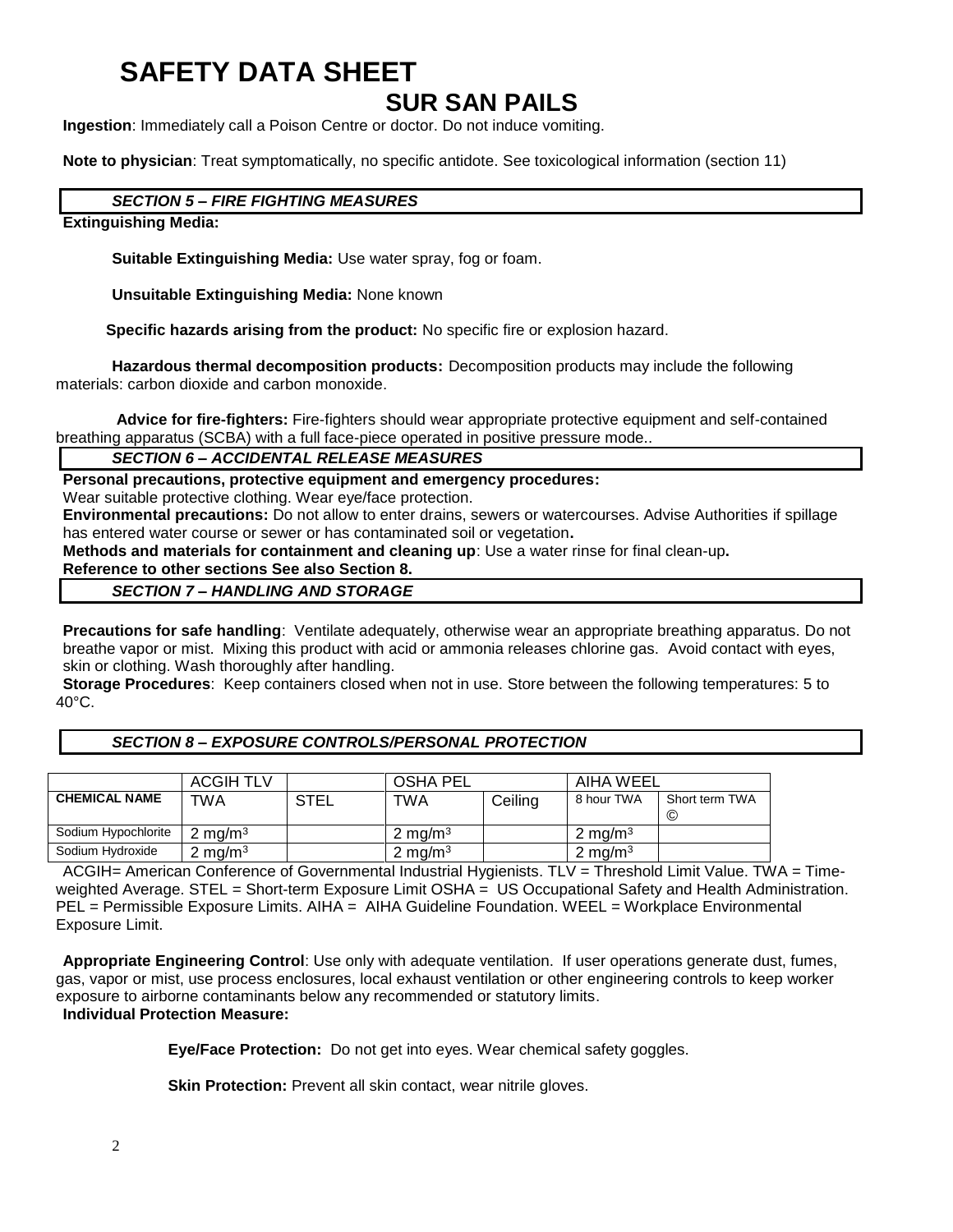**Ingestion**: Immediately call a Poison Centre or doctor. Do not induce vomiting.

**Note to physician**: Treat symptomatically, no specific antidote. See toxicological information (section 11)

## *SECTION 5 – FIRE FIGHTING MEASURES*

**Extinguishing Media:**

**Suitable Extinguishing Media:** Use water spray, fog or foam.

**Unsuitable Extinguishing Media:** None known

**Specific hazards arising from the product:** No specific fire or explosion hazard.

**Hazardous thermal decomposition products:** Decomposition products may include the following materials: carbon dioxide and carbon monoxide.

**Advice for fire-fighters:** Fire-fighters should wear appropriate protective equipment and self-contained breathing apparatus (SCBA) with a full face-piece operated in positive pressure mode..

## *SECTION 6 – ACCIDENTAL RELEASE MEASURES*

**Personal precautions, protective equipment and emergency procedures:**
Wear suitable protective clothing. Wear eye/face protection.
**Environmental precautions:** Do not allow to enter drains, sewers or watercourses. Advise Authorities if spillage has entered water course or sewer or has contaminated soil or vegetation**.**
**Methods and materials for containment and cleaning up**: Use a water rinse for final clean-up**.**
**Reference to other sections See also Section 8.**

## *SECTION 7 – HANDLING AND STORAGE*

**Precautions for safe handling**: Ventilate adequately, otherwise wear an appropriate breathing apparatus. Do not breathe vapor or mist. Mixing this product with acid or ammonia releases chlorine gas. Avoid contact with eyes, skin or clothing. Wash thoroughly after handling.
**Storage Procedures**: Keep containers closed when not in use. Store between the following temperatures: 5 to 40°C.

## *SECTION 8 – EXPOSURE CONTROLS/PERSONAL PROTECTION*

| | ACGIH TLV | | OSHA PEL | | AIHA WEEL | |
|---|---|---|---|---|---|---|
| **CHEMICAL NAME** | TWA | STEL | TWA | Ceiling | 8 hour TWA | Short term TWA © |
| Sodium Hypochlorite | 2 mg/m$^3$ | | 2 mg/m$^3$ | | 2 mg/m$^3$ | |
| Sodium Hydroxide | 2 mg/m$^3$ | | 2 mg/m$^3$ | | 2 mg/m$^3$ | |

ACGIH= American Conference of Governmental Industrial Hygienists. TLV = Threshold Limit Value. TWA = Time-weighted Average. STEL = Short-term Exposure Limit OSHA = US Occupational Safety and Health Administration. PEL = Permissible Exposure Limits. AIHA = AIHA Guideline Foundation. WEEL = Workplace Environmental Exposure Limit.

**Appropriate Engineering Control**: Use only with adequate ventilation. If user operations generate dust, fumes, gas, vapor or mist, use process enclosures, local exhaust ventilation or other engineering controls to keep worker exposure to airborne contaminants below any recommended or statutory limits.
**Individual Protection Measure:**

**Eye/Face Protection:** Do not get into eyes. Wear chemical safety goggles.

**Skin Protection:** Prevent all skin contact, wear nitrile gloves.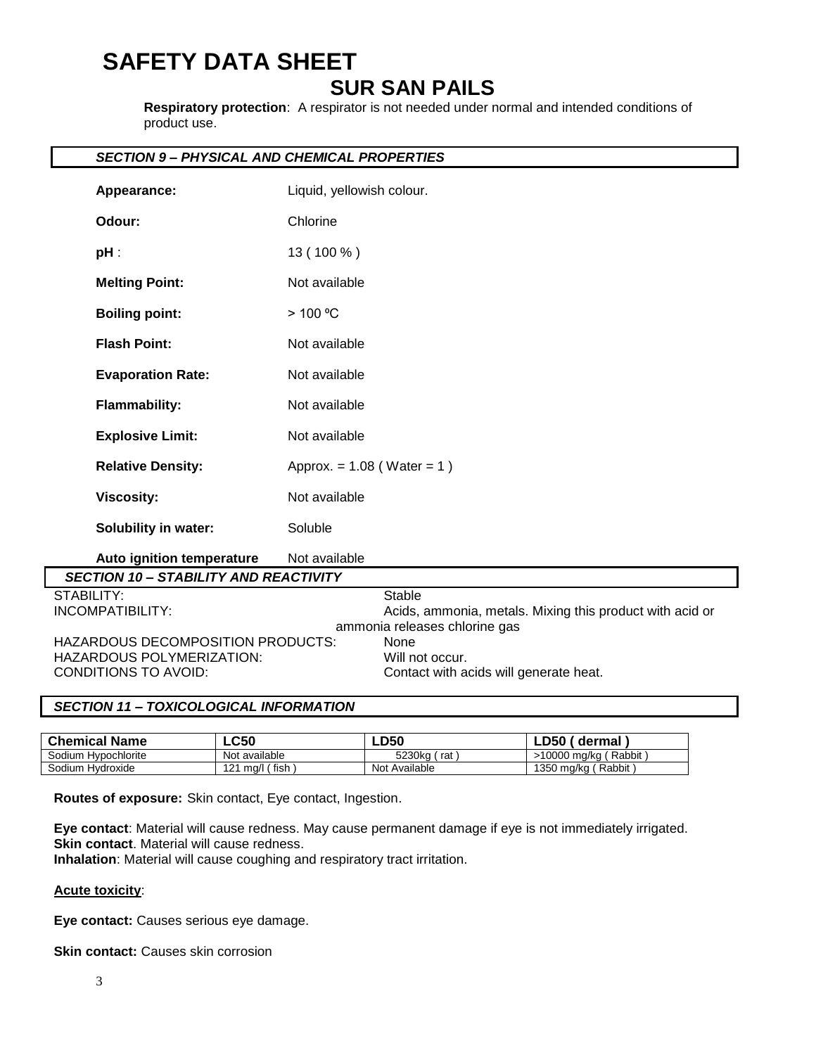# SAFETY DATA SHEET

## SUR SAN PAILS

**Respiratory protection**: A respirator is not needed under normal and intended conditions of product use.

### *SECTION 9 – PHYSICAL AND CHEMICAL PROPERTIES*

| | |
|---|---|
| **Appearance:** | Liquid, yellowish colour. |
| **Odour:** | Chlorine |
| **pH** : | 13 ( 100 % ) |
| **Melting Point:** | Not available |
| **Boiling point:** | > 100 ºC |
| **Flash Point:** | Not available |
| **Evaporation Rate:** | Not available |
| **Flammability:** | Not available |
| **Explosive Limit:** | Not available |
| **Relative Density:** | Approx. = 1.08 ( Water = 1 ) |
| **Viscosity:** | Not available |
| **Solubility in water:** | Soluble |
| **Auto ignition temperature** | Not available |

### *SECTION 10 – STABILITY AND REACTIVITY*

| | |
|---|---|
| STABILITY: | Stable |
| INCOMPATIBILITY: | Acids, ammonia, metals. Mixing this product with acid or ammonia releases chlorine gas |
| HAZARDOUS DECOMPOSITION PRODUCTS: | None |
| HAZARDOUS POLYMERIZATION: | Will not occur. |
| CONDITIONS TO AVOID: | Contact with acids will generate heat. |

### *SECTION 11 – TOXICOLOGICAL INFORMATION*

| Chemical Name | LC50 | LD50 | LD50 ( dermal ) |
|---|---|---|---|
| Sodium Hypochlorite | Not available | 5230kg ( rat ) | >10000 mg/kg ( Rabbit ) |
| Sodium Hydroxide | 121 mg/l ( fish ) | Not Available | 1350 mg/kg ( Rabbit ) |

**Routes of exposure:** Skin contact, Eye contact, Ingestion.

**Eye contact**: Material will cause redness. May cause permanent damage if eye is not immediately irrigated.
**Skin contact**. Material will cause redness.
**Inhalation**: Material will cause coughing and respiratory tract irritation.

**Acute toxicity**:

**Eye contact:** Causes serious eye damage.

**Skin contact:** Causes skin corrosion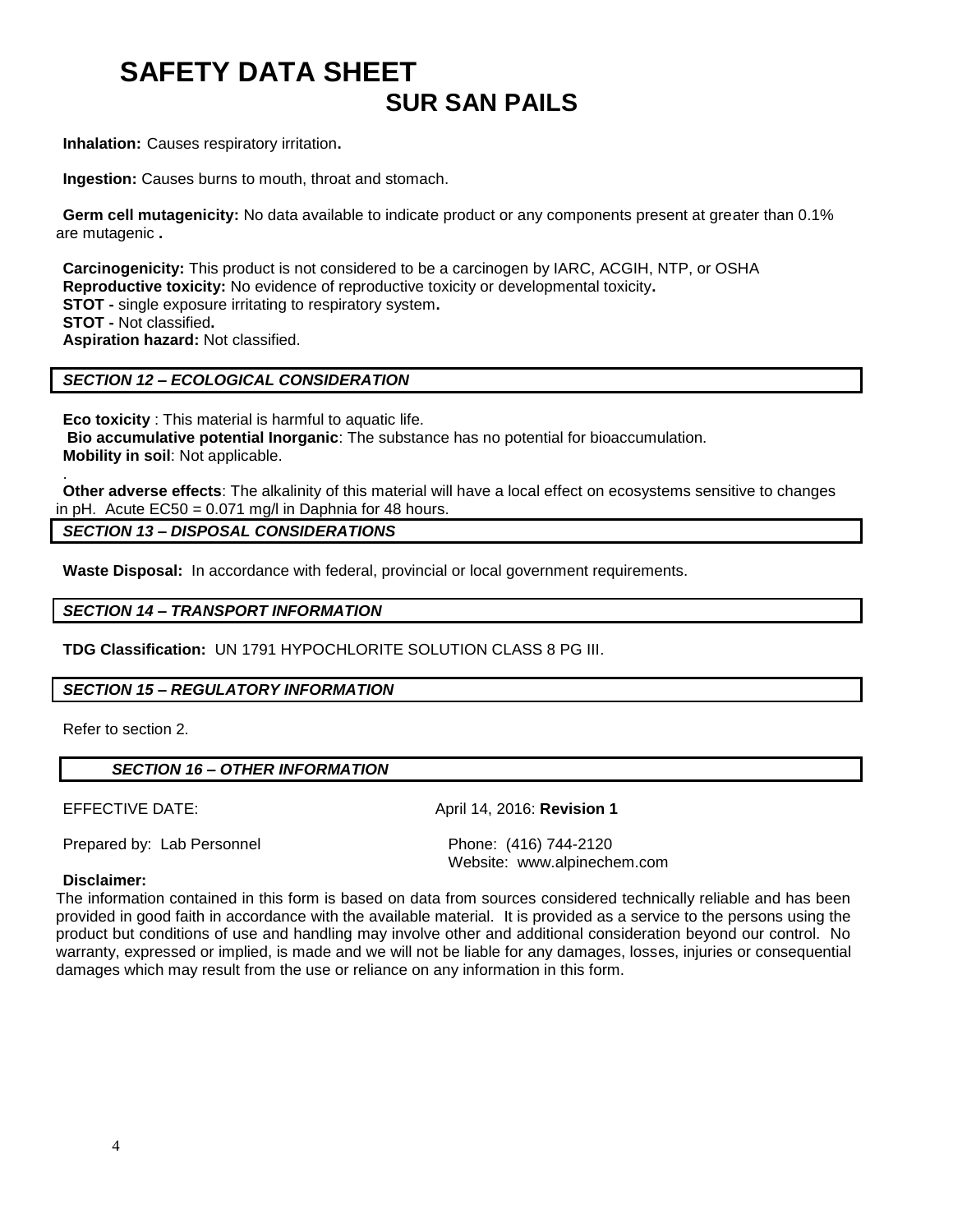# SAFETY DATA SHEET
## SUR SAN PAILS

**Inhalation:** Causes respiratory irritation**.**

**Ingestion:** Causes burns to mouth, throat and stomach.

**Germ cell mutagenicity:** No data available to indicate product or any components present at greater than 0.1% are mutagenic **.**

**Carcinogenicity:** This product is not considered to be a carcinogen by IARC, ACGIH, NTP, or OSHA
**Reproductive toxicity:** No evidence of reproductive toxicity or developmental toxicity**.**
**STOT -** single exposure irritating to respiratory system**.**
**STOT -** Not classified**.**
**Aspiration hazard:** Not classified.

### *SECTION 12 – ECOLOGICAL CONSIDERATION*

**Eco toxicity** : This material is harmful to aquatic life.
**Bio accumulative potential Inorganic**: The substance has no potential for bioaccumulation.
**Mobility in soil**: Not applicable.

**Other adverse effects**: The alkalinity of this material will have a local effect on ecosystems sensitive to changes in pH. Acute EC50 = 0.071 mg/l in Daphnia for 48 hours.

### *SECTION 13 – DISPOSAL CONSIDERATIONS*

**Waste Disposal:** In accordance with federal, provincial or local government requirements.

### *SECTION 14 – TRANSPORT INFORMATION*

**TDG Classification:** UN 1791 HYPOCHLORITE SOLUTION CLASS 8 PG III.

### *SECTION 15 – REGULATORY INFORMATION*

Refer to section 2.

### *SECTION 16 – OTHER INFORMATION*

EFFECTIVE DATE: April 14, 2016: **Revision 1**

Prepared by: Lab Personnel

Phone: (416) 744-2120
Website: www.alpinechem.com

**Disclaimer:**
The information contained in this form is based on data from sources considered technically reliable and has been provided in good faith in accordance with the available material. It is provided as a service to the persons using the product but conditions of use and handling may involve other and additional consideration beyond our control. No warranty, expressed or implied, is made and we will not be liable for any damages, losses, injuries or consequential damages which may result from the use or reliance on any information in this form.